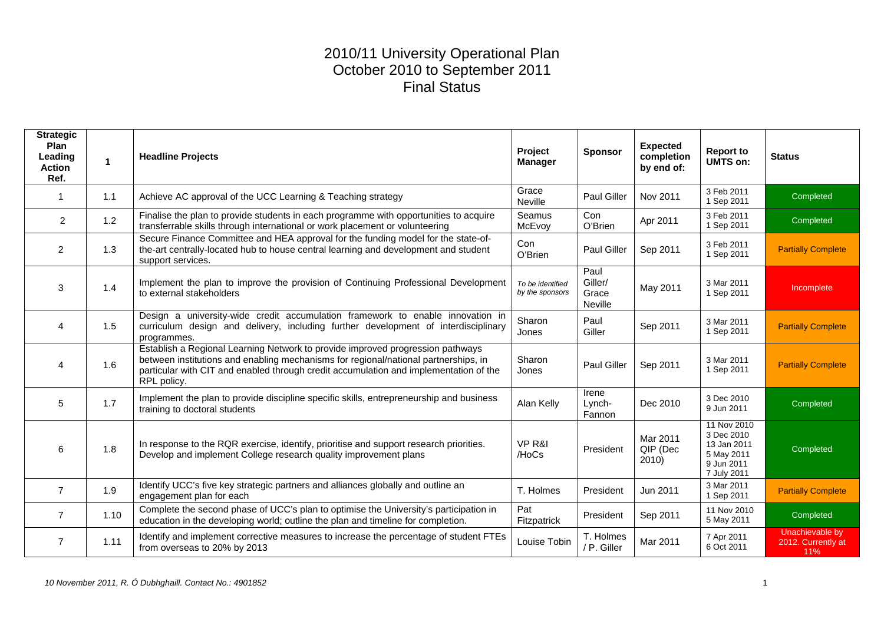# 2010/11 University Operational Plan
## October 2010 to September 2011
## Final Status

| Strategic Plan Leading Action Ref. | 1 | Headline Projects | Project Manager | Sponsor | Expected completion by end of: | Report to UMTS on: | Status |
|---|---|---|---|---|---|---|---|
| 1 | 1.1 | Achieve AC approval of the UCC Learning & Teaching strategy | Grace Neville | Paul Giller | Nov 2011 | 3 Feb 2011<br>1 Sep 2011 | Completed |
| 2 | 1.2 | Finalise the plan to provide students in each programme with opportunities to acquire transferrable skills through international or work placement or volunteering | Seamus McEvoy | Con O'Brien | Apr 2011 | 3 Feb 2011<br>1 Sep 2011 | Completed |
| 2 | 1.3 | Secure Finance Committee and HEA approval for the funding model for the state-of-the-art centrally-located hub to house central learning and development and student support services. | Con O'Brien | Paul Giller | Sep 2011 | 3 Feb 2011<br>1 Sep 2011 | Partially Complete |
| 3 | 1.4 | Implement the plan to improve the provision of Continuing Professional Development to external stakeholders | *To be identified by the sponsors* | Paul Giller/ Grace Neville | May 2011 | 3 Mar 2011<br>1 Sep 2011 | Incomplete |
| 4 | 1.5 | Design a university-wide credit accumulation framework to enable innovation in curriculum design and delivery, including further development of interdisciplinary programmes. | Sharon Jones | Paul Giller | Sep 2011 | 3 Mar 2011<br>1 Sep 2011 | Partially Complete |
| 4 | 1.6 | Establish a Regional Learning Network to provide improved progression pathways between institutions and enabling mechanisms for regional/national partnerships, in particular with CIT and enabled through credit accumulation and implementation of the RPL policy. | Sharon Jones | Paul Giller | Sep 2011 | 3 Mar 2011<br>1 Sep 2011 | Partially Complete |
| 5 | 1.7 | Implement the plan to provide discipline specific skills, entrepreneurship and business training to doctoral students | Alan Kelly | Irene Lynch-Fannon | Dec 2010 | 3 Dec 2010<br>9 Jun 2011 | Completed |
| 6 | 1.8 | In response to the RQR exercise, identify, prioritise and support research priorities. Develop and implement College research quality improvement plans | VP R&I /HoCs | President | Mar 2011 QIP (Dec 2010) | 11 Nov 2010<br>3 Dec 2010<br>13 Jan 2011<br>5 May 2011<br>9 Jun 2011<br>7 July 2011 | Completed |
| 7 | 1.9 | Identify UCC's five key strategic partners and alliances globally and outline an engagement plan for each | T. Holmes | President | Jun 2011 | 3 Mar 2011<br>1 Sep 2011 | Partially Complete |
| 7 | 1.10 | Complete the second phase of UCC's plan to optimise the University's participation in education in the developing world; outline the plan and timeline for completion. | Pat Fitzpatrick | President | Sep 2011 | 11 Nov 2010<br>5 May 2011 | Completed |
| 7 | 1.11 | Identify and implement corrective measures to increase the percentage of student FTEs from overseas to 20% by 2013 | Louise Tobin | T. Holmes / P. Giller | Mar 2011 | 7 Apr 2011<br>6 Oct 2011 | Unachievable by 2012. Currently at 11% |

*10 November 2011, R. Ó Dubhghaill. Contact No.: 4901852*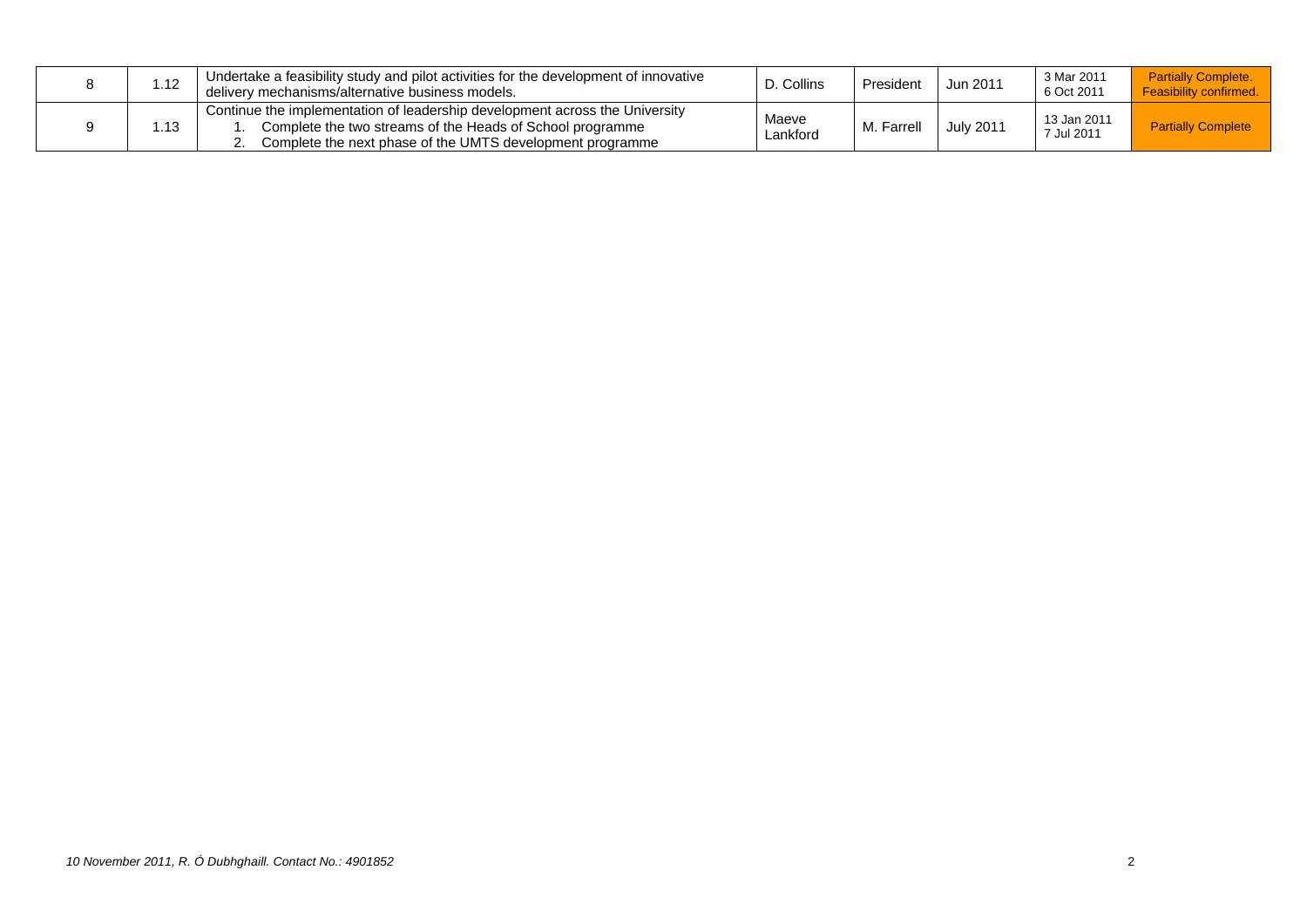| | | | | | | | |
|---|---|---|---|---|---|---|---|
| 8 | 1.12 | Undertake a feasibility study and pilot activities for the development of innovative delivery mechanisms/alternative business models. | D. Collins | President | Jun 2011 | 3 Mar 2011<br>6 Oct 2011 | Partially Complete. Feasibility confirmed. |
| 9 | 1.13 | Continue the implementation of leadership development across the University<br>1. Complete the two streams of the Heads of School programme<br>2. Complete the next phase of the UMTS development programme | Maeve Lankford | M. Farrell | July 2011 | 13 Jan 2011<br>7 Jul 2011 | Partially Complete |

*10 November 2011, R. Ó Dubhghaill. Contact No.: 4901852*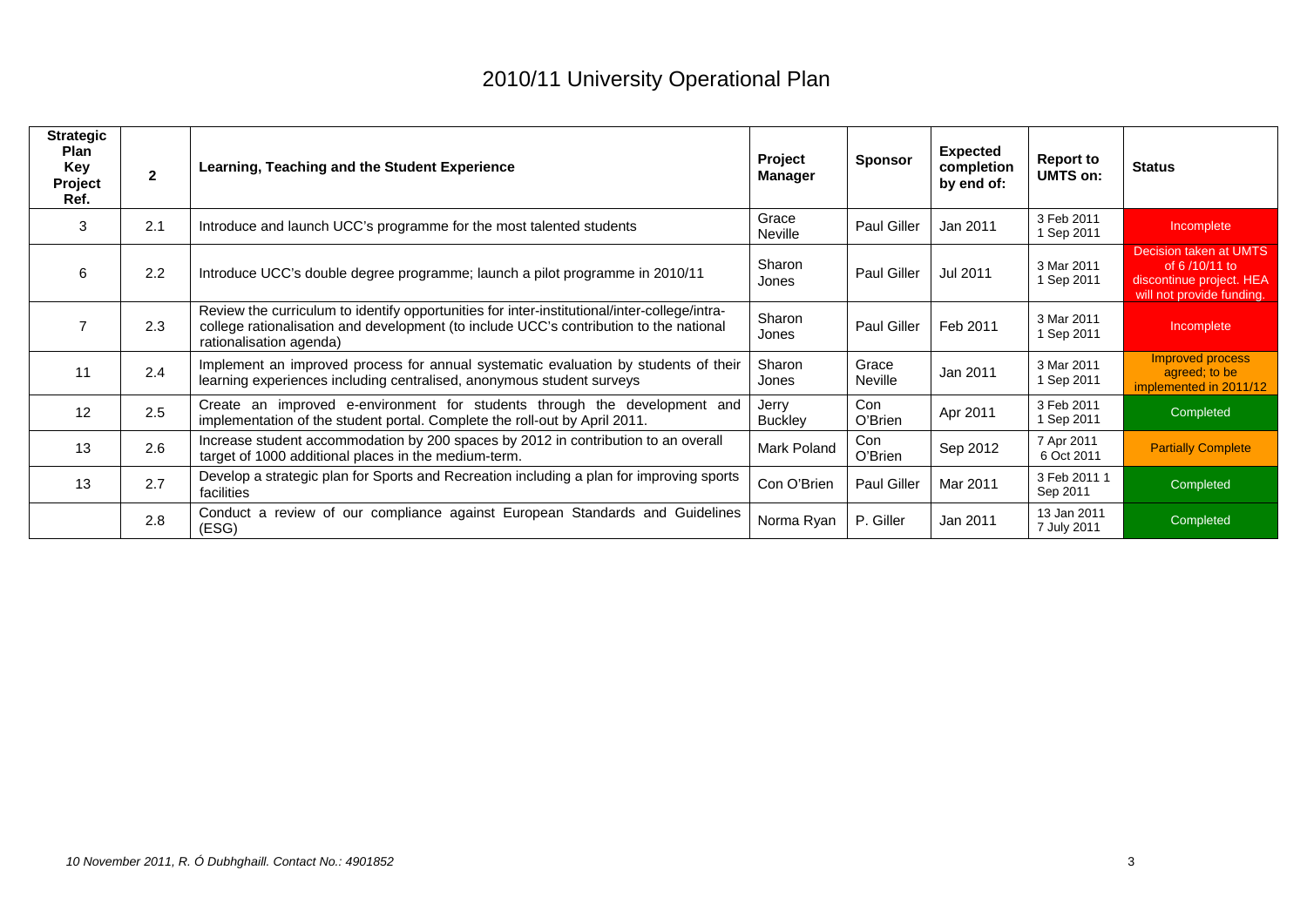# 2010/11 University Operational Plan

| Strategic Plan Key Project Ref. | 2 | Learning, Teaching and the Student Experience | Project Manager | Sponsor | Expected completion by end of: | Report to UMTS on: | Status |
|---|---|---|---|---|---|---|---|
| 3 | 2.1 | Introduce and launch UCC's programme for the most talented students | Grace Neville | Paul Giller | Jan 2011 | 3 Feb 2011 1 Sep 2011 | Incomplete |
| 6 | 2.2 | Introduce UCC's double degree programme; launch a pilot programme in 2010/11 | Sharon Jones | Paul Giller | Jul 2011 | 3 Mar 2011 1 Sep 2011 | Decision taken at UMTS of 6 /10/11 to discontinue project. HEA will not provide funding. |
| 7 | 2.3 | Review the curriculum to identify opportunities for inter-institutional/inter-college/intra-college rationalisation and development (to include UCC's contribution to the national rationalisation agenda) | Sharon Jones | Paul Giller | Feb 2011 | 3 Mar 2011 1 Sep 2011 | Incomplete |
| 11 | 2.4 | Implement an improved process for annual systematic evaluation by students of their learning experiences including centralised, anonymous student surveys | Sharon Jones | Grace Neville | Jan 2011 | 3 Mar 2011 1 Sep 2011 | Improved process agreed; to be implemented in 2011/12 |
| 12 | 2.5 | Create an improved e-environment for students through the development and implementation of the student portal. Complete the roll-out by April 2011. | Jerry Buckley | Con O'Brien | Apr 2011 | 3 Feb 2011 1 Sep 2011 | Completed |
| 13 | 2.6 | Increase student accommodation by 200 spaces by 2012 in contribution to an overall target of 1000 additional places in the medium-term. | Mark Poland | Con O'Brien | Sep 2012 | 7 Apr 2011 6 Oct 2011 | Partially Complete |
| 13 | 2.7 | Develop a strategic plan for Sports and Recreation including a plan for improving sports facilities | Con O'Brien | Paul Giller | Mar 2011 | 3 Feb 2011 1 Sep 2011 | Completed |
| | 2.8 | Conduct a review of our compliance against European Standards and Guidelines (ESG) | Norma Ryan | P. Giller | Jan 2011 | 13 Jan 2011 7 July 2011 | Completed |

*10 November 2011, R. Ó Dubhghaill. Contact No.: 4901852*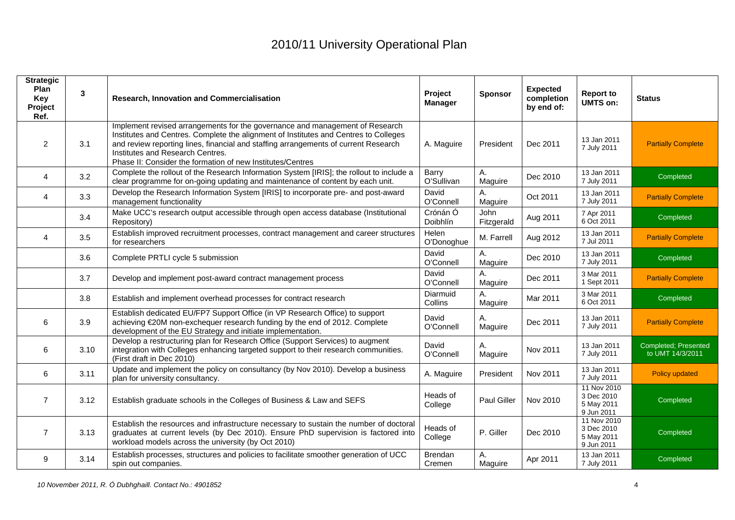# 2010/11 University Operational Plan

| Strategic Plan Key Project Ref. | 3 | Research, Innovation and Commercialisation | Project Manager | Sponsor | Expected completion by end of: | Report to UMTS on: | Status |
|---|---|---|---|---|---|---|---|
| 2 | 3.1 | Implement revised arrangements for the governance and management of Research Institutes and Centres. Complete the alignment of Institutes and Centres to Colleges and review reporting lines, financial and staffing arrangements of current Research Institutes and Research Centres.<br>Phase II: Consider the formation of new Institutes/Centres | A. Maguire | President | Dec 2011 | 13 Jan 2011<br>7 July 2011 | Partially Complete |
| 4 | 3.2 | Complete the rollout of the Research Information System [IRIS]; the rollout to include a clear programme for on-going updating and maintenance of content by each unit. | Barry O'Sullivan | A. Maguire | Dec 2010 | 13 Jan 2011<br>7 July 2011 | Completed |
| 4 | 3.3 | Develop the Research Information System [IRIS] to incorporate pre- and post-award management functionality | David O'Connell | A. Maguire | Oct 2011 | 13 Jan 2011<br>7 July 2011 | Partially Complete |
| | 3.4 | Make UCC's research output accessible through open access database (Institutional Repository) | Crónán Ó Doibhlín | John Fitzgerald | Aug 2011 | 7 Apr 2011<br>6 Oct 2011 | Completed |
| 4 | 3.5 | Establish improved recruitment processes, contract management and career structures for researchers | Helen O'Donoghue | M. Farrell | Aug 2012 | 13 Jan 2011<br>7 Jul 2011 | Partially Complete |
| | 3.6 | Complete PRTLI cycle 5 submission | David O'Connell | A. Maguire | Dec 2010 | 13 Jan 2011<br>7 July 2011 | Completed |
| | 3.7 | Develop and implement post-award contract management process | David O'Connell | A. Maguire | Dec 2011 | 3 Mar 2011<br>1 Sept 2011 | Partially Complete |
| | 3.8 | Establish and implement overhead processes for contract research | Diarmuid Collins | A. Maguire | Mar 2011 | 3 Mar 2011<br>6 Oct 2011 | Completed |
| 6 | 3.9 | Establish dedicated EU/FP7 Support Office (in VP Research Office) to support achieving €20M non-exchequer research funding by the end of 2012. Complete development of the EU Strategy and initiate implementation. | David O'Connell | A. Maguire | Dec 2011 | 13 Jan 2011<br>7 July 2011 | Partially Complete |
| 6 | 3.10 | Develop a restructuring plan for Research Office (Support Services) to augment integration with Colleges enhancing targeted support to their research communities. (First draft in Dec 2010) | David O'Connell | A. Maguire | Nov 2011 | 13 Jan 2011<br>7 July 2011 | Completed; Presented to UMT 14/3/2011 |
| 6 | 3.11 | Update and implement the policy on consultancy (by Nov 2010). Develop a business plan for university consultancy. | A. Maguire | President | Nov 2011 | 13 Jan 2011<br>7 July 2011 | Policy updated |
| 7 | 3.12 | Establish graduate schools in the Colleges of Business & Law and SEFS | Heads of College | Paul Giller | Nov 2010 | 11 Nov 2010<br>3 Dec 2010<br>5 May 2011<br>9 Jun 2011 | Completed |
| 7 | 3.13 | Establish the resources and infrastructure necessary to sustain the number of doctoral graduates at current levels (by Dec 2010). Ensure PhD supervision is factored into workload models across the university (by Oct 2010) | Heads of College | P. Giller | Dec 2010 | 11 Nov 2010<br>3 Dec 2010<br>5 May 2011<br>9 Jun 2011 | Completed |
| 9 | 3.14 | Establish processes, structures and policies to facilitate smoother generation of UCC spin out companies. | Brendan Cremen | A. Maguire | Apr 2011 | 13 Jan 2011<br>7 July 2011 | Completed |

*10 November 2011, R. Ó Dubhghaill. Contact No.: 4901852*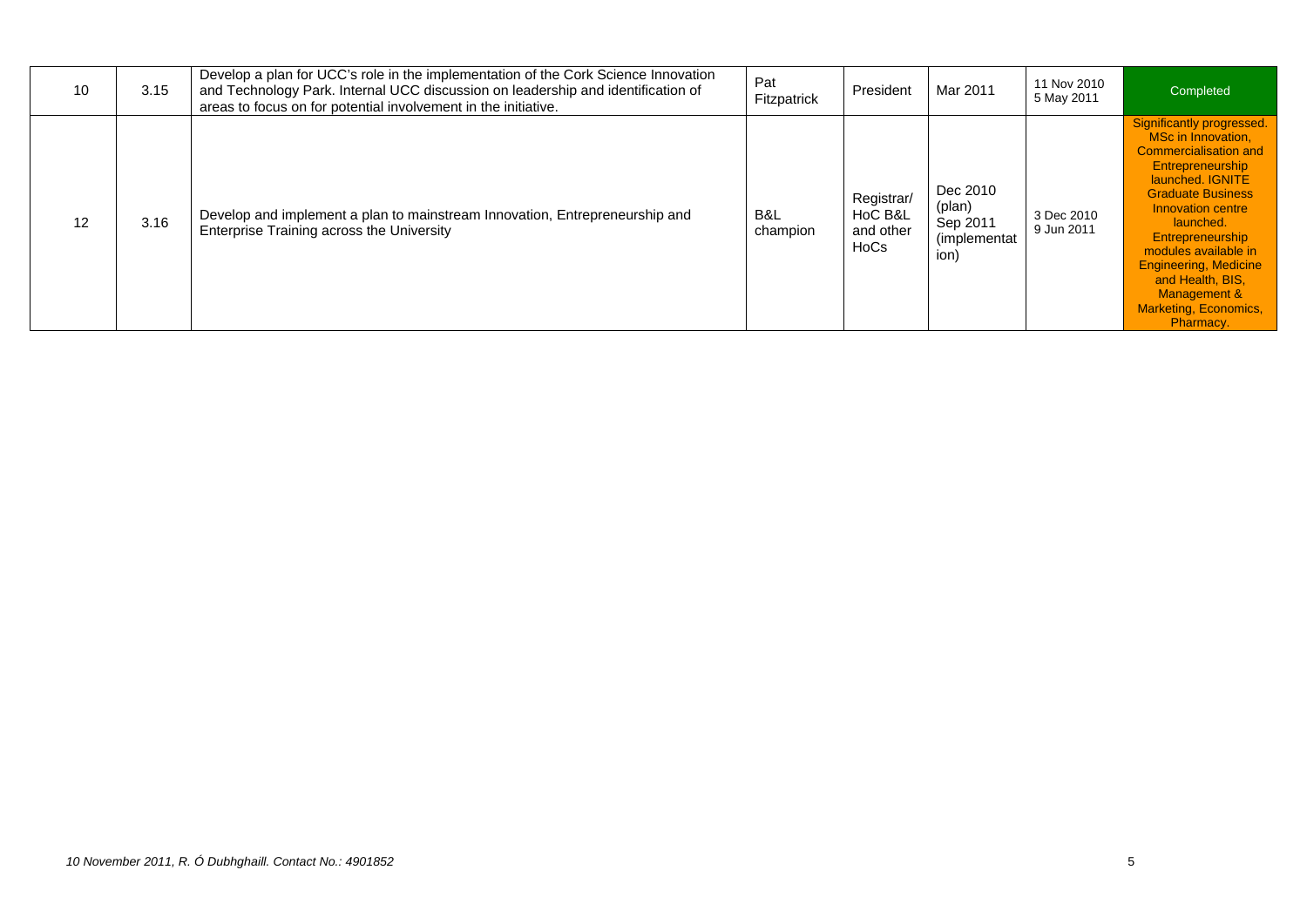| 10 | 3.15 | Develop a plan for UCC's role in the implementation of the Cork Science Innovation and Technology Park. Internal UCC discussion on leadership and identification of areas to focus on for potential involvement in the initiative. | Pat Fitzpatrick | President | Mar 2011 | 11 Nov 2010<br>5 May 2011 | Completed |
|---|---|---|---|---|---|---|---|
| 12 | 3.16 | Develop and implement a plan to mainstream Innovation, Entrepreneurship and Enterprise Training across the University | B&L champion | Registrar/ HoC B&L and other HoCs | Dec 2010 (plan)<br>Sep 2011 (implementation) | 3 Dec 2010<br>9 Jun 2011 | Significantly progressed. MSc in Innovation, Commercialisation and Entrepreneurship launched. IGNITE Graduate Business Innovation centre launched. Entrepreneurship modules available in Engineering, Medicine and Health, BIS, Management & Marketing, Economics, Pharmacy. |

*10 November 2011, R. Ó Dubhghaill. Contact No.: 4901852*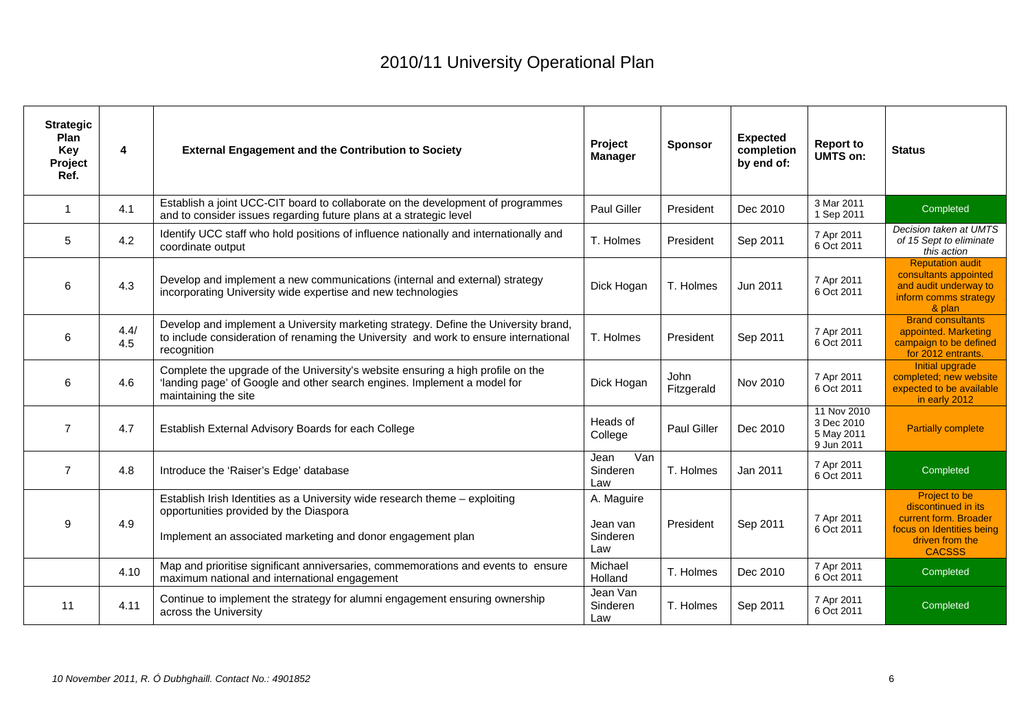// 2010/11 University Operational Plan

| Strategic Plan Key Project Ref. | 4 | External Engagement and the Contribution to Society | Project Manager | Sponsor | Expected completion by end of: | Report to UMTS on: | Status |
|---|---|---|---|---|---|---|---|
| 1 | 4.1 | Establish a joint UCC-CIT board to collaborate on the development of programmes and to consider issues regarding future plans at a strategic level | Paul Giller | President | Dec 2010 | 3 Mar 2011<br>1 Sep 2011 | Completed |
| 5 | 4.2 | Identify UCC staff who hold positions of influence nationally and internationally and coordinate output | T. Holmes | President | Sep 2011 | 7 Apr 2011<br>6 Oct 2011 | *Decision taken at UMTS of 15 Sept to eliminate this action* |
| 6 | 4.3 | Develop and implement a new communications (internal and external) strategy incorporating University wide expertise and new technologies | Dick Hogan | T. Holmes | Jun 2011 | 7 Apr 2011<br>6 Oct 2011 | Reputation audit consultants appointed and audit underway to inform comms strategy & plan |
| 6 | 4.4/ 4.5 | Develop and implement a University marketing strategy. Define the University brand, to include consideration of renaming the University and work to ensure international recognition | T. Holmes | President | Sep 2011 | 7 Apr 2011<br>6 Oct 2011 | Brand consultants appointed. Marketing campaign to be defined for 2012 entrants. |
| 6 | 4.6 | Complete the upgrade of the University's website ensuring a high profile on the 'landing page' of Google and other search engines. Implement a model for maintaining the site | Dick Hogan | John Fitzgerald | Nov 2010 | 7 Apr 2011<br>6 Oct 2011 | Initial upgrade completed; new website expected to be available in early 2012 |
| 7 | 4.7 | Establish External Advisory Boards for each College | Heads of College | Paul Giller | Dec 2010 | 11 Nov 2010<br>3 Dec 2010<br>5 May 2011<br>9 Jun 2011 | Partially complete |
| 7 | 4.8 | Introduce the 'Raiser's Edge' database | Jean Van Sinderen Law | T. Holmes | Jan 2011 | 7 Apr 2011<br>6 Oct 2011 | Completed |
| 9 | 4.9 | Establish Irish Identities as a University wide research theme – exploiting opportunities provided by the Diaspora<br><br>Implement an associated marketing and donor engagement plan | A. Maguire<br><br>Jean van Sinderen Law | President | Sep 2011 | 7 Apr 2011<br>6 Oct 2011 | Project to be discontinued in its current form. Broader focus on Identities being driven from the CACSSS |
| | 4.10 | Map and prioritise significant anniversaries, commemorations and events to ensure maximum national and international engagement | Michael Holland | T. Holmes | Dec 2010 | 7 Apr 2011<br>6 Oct 2011 | Completed |
| 11 | 4.11 | Continue to implement the strategy for alumni engagement ensuring ownership across the University | Jean Van Sinderen Law | T. Holmes | Sep 2011 | 7 Apr 2011<br>6 Oct 2011 | Completed |

*10 November 2011, R. Ó Dubhghaill. Contact No.: 4901852*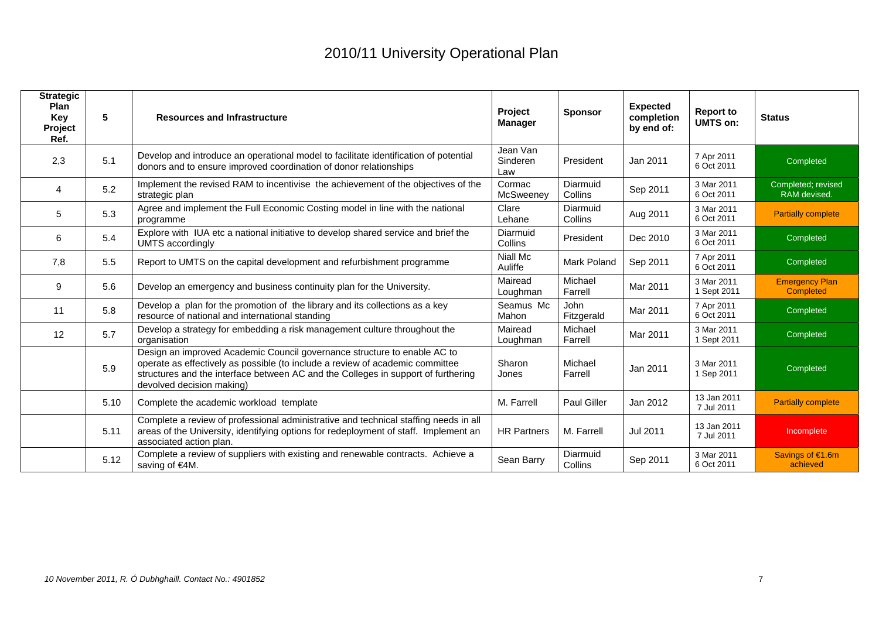# 2010/11 University Operational Plan

| Strategic Plan Key Project Ref. | 5 | Resources and Infrastructure | Project Manager | Sponsor | Expected completion by end of: | Report to UMTS on: | Status |
|---|---|---|---|---|---|---|---|
| 2,3 | 5.1 | Develop and introduce an operational model to facilitate identification of potential donors and to ensure improved coordination of donor relationships | Jean Van Sinderen Law | President | Jan 2011 | 7 Apr 2011<br>6 Oct 2011 | Completed |
| 4 | 5.2 | Implement the revised RAM to incentivise the achievement of the objectives of the strategic plan | Cormac McSweeney | Diarmuid Collins | Sep 2011 | 3 Mar 2011<br>6 Oct 2011 | Completed; revised RAM devised. |
| 5 | 5.3 | Agree and implement the Full Economic Costing model in line with the national programme | Clare Lehane | Diarmuid Collins | Aug 2011 | 3 Mar 2011<br>6 Oct 2011 | Partially complete |
| 6 | 5.4 | Explore with IUA etc a national initiative to develop shared service and brief the UMTS accordingly | Diarmuid Collins | President | Dec 2010 | 3 Mar 2011<br>6 Oct 2011 | Completed |
| 7,8 | 5.5 | Report to UMTS on the capital development and refurbishment programme | Niall Mc Auliffe | Mark Poland | Sep 2011 | 7 Apr 2011<br>6 Oct 2011 | Completed |
| 9 | 5.6 | Develop an emergency and business continuity plan for the University. | Mairead Loughman | Michael Farrell | Mar 2011 | 3 Mar 2011<br>1 Sept 2011 | Emergency Plan Completed |
| 11 | 5.8 | Develop a plan for the promotion of the library and its collections as a key resource of national and international standing | Seamus Mc Mahon | John Fitzgerald | Mar 2011 | 7 Apr 2011<br>6 Oct 2011 | Completed |
| 12 | 5.7 | Develop a strategy for embedding a risk management culture throughout the organisation | Mairead Loughman | Michael Farrell | Mar 2011 | 3 Mar 2011<br>1 Sept 2011 | Completed |
| | 5.9 | Design an improved Academic Council governance structure to enable AC to operate as effectively as possible (to include a review of academic committee structures and the interface between AC and the Colleges in support of furthering devolved decision making) | Sharon Jones | Michael Farrell | Jan 2011 | 3 Mar 2011<br>1 Sep 2011 | Completed |
| | 5.10 | Complete the academic workload template | M. Farrell | Paul Giller | Jan 2012 | 13 Jan 2011<br>7 Jul 2011 | Partially complete |
| | 5.11 | Complete a review of professional administrative and technical staffing needs in all areas of the University, identifying options for redeployment of staff. Implement an associated action plan. | HR Partners | M. Farrell | Jul 2011 | 13 Jan 2011<br>7 Jul 2011 | Incomplete |
| | 5.12 | Complete a review of suppliers with existing and renewable contracts. Achieve a saving of €4M. | Sean Barry | Diarmuid Collins | Sep 2011 | 3 Mar 2011<br>6 Oct 2011 | Savings of €1.6m achieved |

*10 November 2011, R. Ó Dubhghaill. Contact No.: 4901852*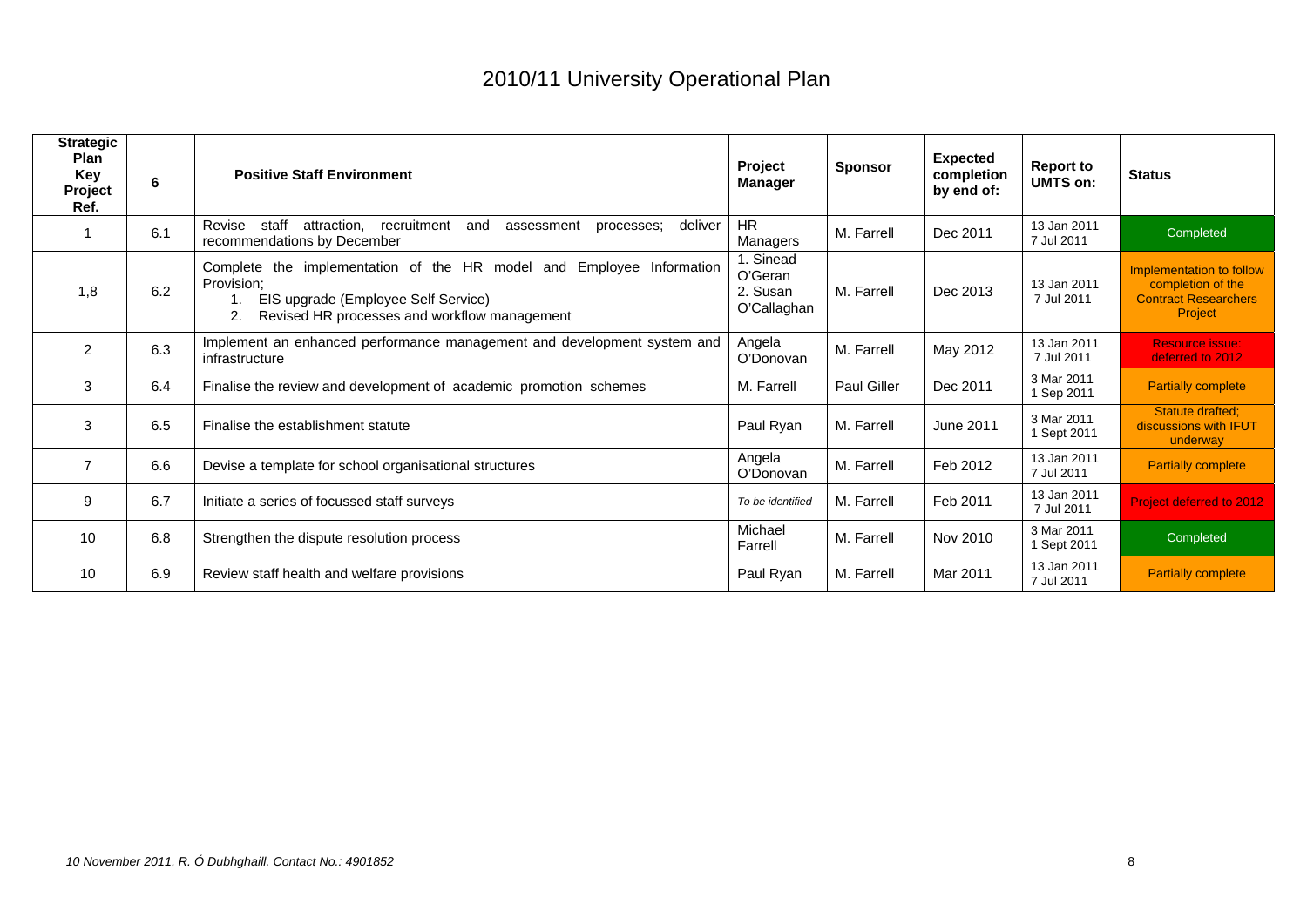# 2010/11 University Operational Plan

| Strategic Plan Key Project Ref. | 6 | Positive Staff Environment | Project Manager | Sponsor | Expected completion by end of: | Report to UMTS on: | Status |
|---|---|---|---|---|---|---|---|
| 1 | 6.1 | Revise staff attraction, recruitment and assessment processes; deliver recommendations by December | HR Managers | M. Farrell | Dec 2011 | 13 Jan 2011<br>7 Jul 2011 | Completed |
| 1,8 | 6.2 | Complete the implementation of the HR model and Employee Information Provision;<br>1. EIS upgrade (Employee Self Service)<br>2. Revised HR processes and workflow management | 1. Sinead O'Geran<br>2. Susan O'Callaghan | M. Farrell | Dec 2013 | 13 Jan 2011<br>7 Jul 2011 | Implementation to follow completion of the Contract Researchers Project |
| 2 | 6.3 | Implement an enhanced performance management and development system and infrastructure | Angela O'Donovan | M. Farrell | May 2012 | 13 Jan 2011<br>7 Jul 2011 | Resource issue: deferred to 2012 |
| 3 | 6.4 | Finalise the review and development of academic promotion schemes | M. Farrell | Paul Giller | Dec 2011 | 3 Mar 2011<br>1 Sep 2011 | Partially complete |
| 3 | 6.5 | Finalise the establishment statute | Paul Ryan | M. Farrell | June 2011 | 3 Mar 2011<br>1 Sept 2011 | Statute drafted; discussions with IFUT underway |
| 7 | 6.6 | Devise a template for school organisational structures | Angela O'Donovan | M. Farrell | Feb 2012 | 13 Jan 2011<br>7 Jul 2011 | Partially complete |
| 9 | 6.7 | Initiate a series of focussed staff surveys | *To be identified* | M. Farrell | Feb 2011 | 13 Jan 2011<br>7 Jul 2011 | Project deferred to 2012 |
| 10 | 6.8 | Strengthen the dispute resolution process | Michael Farrell | M. Farrell | Nov 2010 | 3 Mar 2011<br>1 Sept 2011 | Completed |
| 10 | 6.9 | Review staff health and welfare provisions | Paul Ryan | M. Farrell | Mar 2011 | 13 Jan 2011<br>7 Jul 2011 | Partially complete |

*10 November 2011, R. Ó Dubhghaill. Contact No.: 4901852*